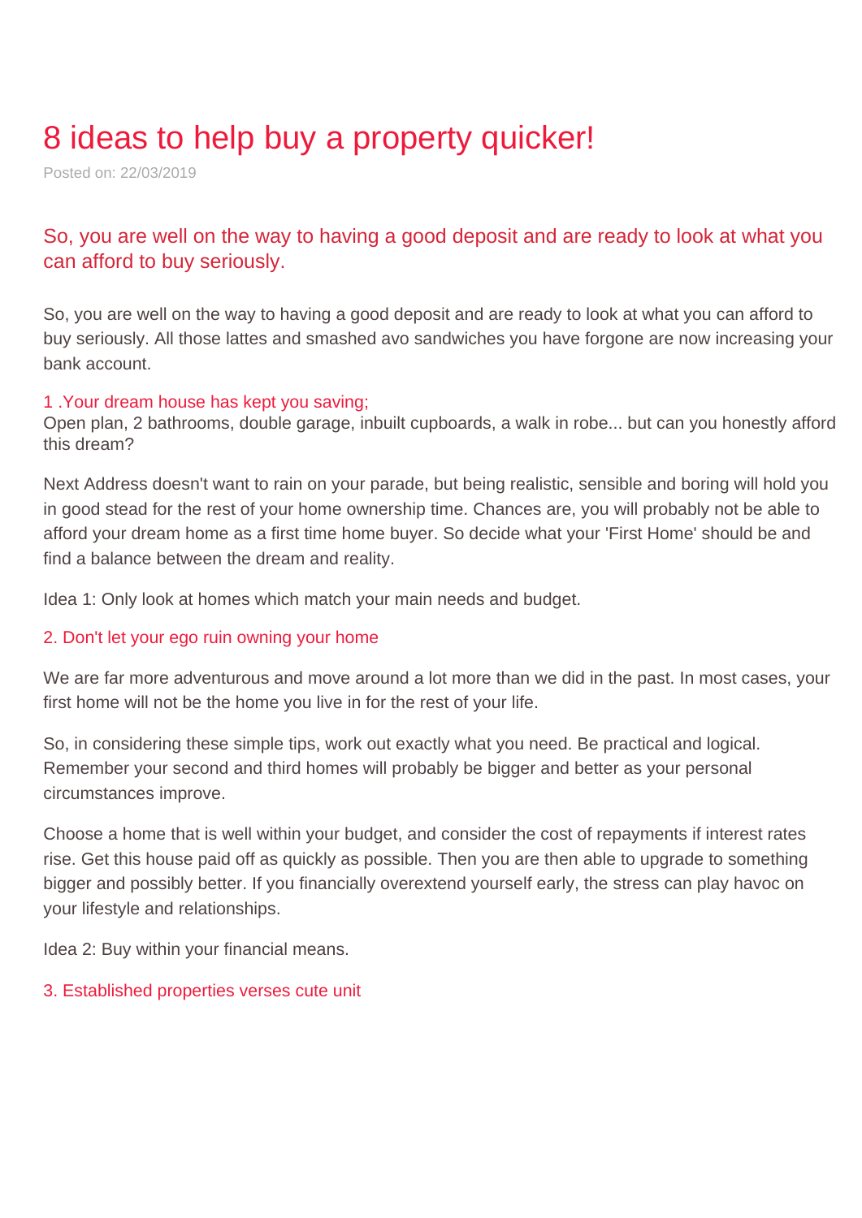# 8 ideas to help buy a property quicker!

Posted on: 22/03/2019

## So, you are well on the way to having a good deposit and are ready to look at what you can afford to buy seriously.

So, you are well on the way to having a good deposit and are ready to look at what you can afford to buy seriously. All those lattes and smashed avo sandwiches you have forgone are now increasing your bank account.

### 1 .Your dream house has kept you saving;

Open plan, 2 bathrooms, double garage, inbuilt cupboards, a walk in robe... but can you honestly afford this dream?

Next Address doesn't want to rain on your parade, but being realistic, sensible and boring will hold you in good stead for the rest of your home ownership time. Chances are, you will probably not be able to afford your dream home as a first time home buyer. So decide what your 'First Home' should be and find a balance between the dream and reality.

Idea 1: Only look at homes which match your main needs and budget.

### 2. Don't let your ego ruin owning your home

We are far more adventurous and move around a lot more than we did in the past. In most cases, your first home will not be the home you live in for the rest of your life.

So, in considering these simple tips, work out exactly what you need. Be practical and logical. Remember your second and third homes will probably be bigger and better as your personal circumstances improve.

Choose a home that is well within your budget, and consider the cost of repayments if interest rates rise. Get this house paid off as quickly as possible. Then you are then able to upgrade to something bigger and possibly better. If you financially overextend yourself early, the stress can play havoc on your lifestyle and relationships.

Idea 2: Buy within your financial means.

### 3. Established properties verses cute unit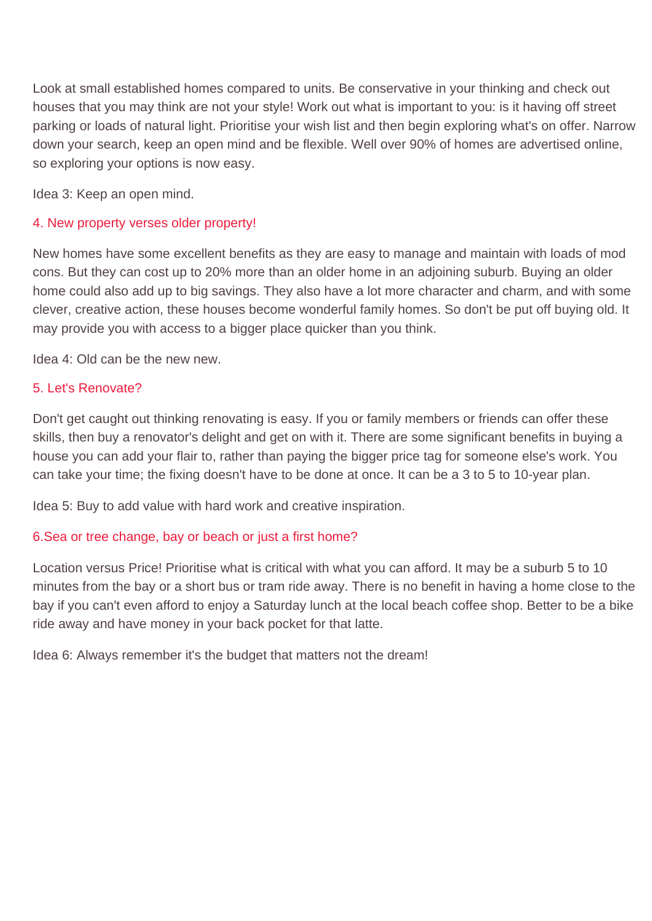Look at small established homes compared to units. Be conservative in your thinking and check out houses that you may think are not your style! Work out what is important to you: is it having off street parking or loads of natural light. Prioritise your wish list and then begin exploring what's on offer. Narrow down your search, keep an open mind and be flexible. Well over 90% of homes are advertised online, so exploring your options is now easy.

Idea 3: Keep an open mind.

## 4. New property verses older property!

New homes have some excellent benefits as they are easy to manage and maintain with loads of mod cons. But they can cost up to 20% more than an older home in an adjoining suburb. Buying an older home could also add up to big savings. They also have a lot more character and charm, and with some clever, creative action, these houses become wonderful family homes. So don't be put off buying old. It may provide you with access to a bigger place quicker than you think.

Idea 4: Old can be the new new.

## 5. Let's Renovate?

Don't get caught out thinking renovating is easy. If you or family members or friends can offer these skills, then buy a renovator's delight and get on with it. There are some significant benefits in buying a house you can add your flair to, rather than paying the bigger price tag for someone else's work. You can take your time; the fixing doesn't have to be done at once. It can be a 3 to 5 to 10-year plan.

Idea 5: Buy to add value with hard work and creative inspiration.

## 6.Sea or tree change, bay or beach or just a first home?

Location versus Price! Prioritise what is critical with what you can afford. It may be a suburb 5 to 10 minutes from the bay or a short bus or tram ride away. There is no benefit in having a home close to the bay if you can't even afford to enjoy a Saturday lunch at the local beach coffee shop. Better to be a bike ride away and have money in your back pocket for that latte.

Idea 6: Always remember it's the budget that matters not the dream!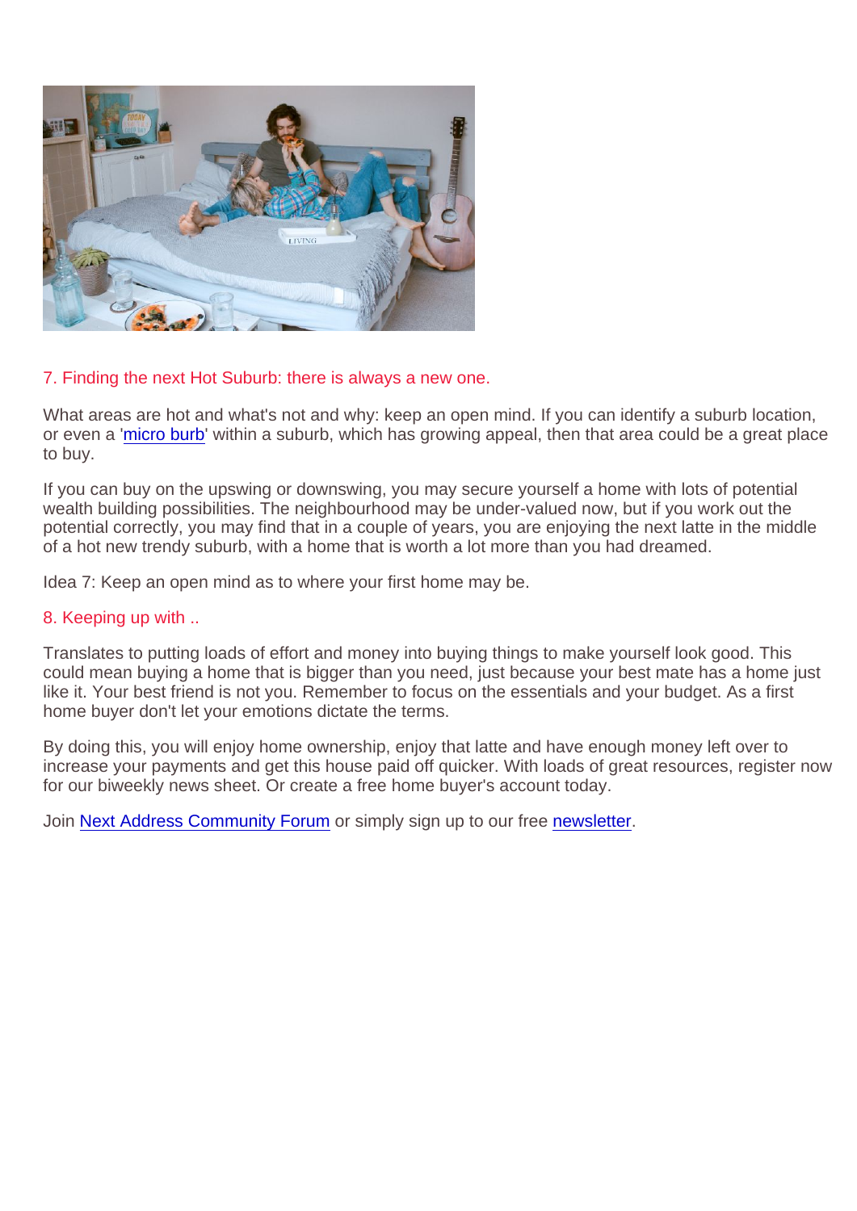## 7. Finding the next Hot Suburb: there is always a new one.

What areas are hot and what's not and why: keep an open mind. If you can identify a suburb location, or even a 'micro burb' within a suburb, which has growing appeal, then that area could be a great place to buy.

If you can buy on the upswing or downswing, you may secure yourself a home with lots of potential wealth building possibilities. The neighbourhood may be under-valued now, but if you work out the potential correctly, you may find that in a couple of years, you are enjoying the next latte in the middle of a hot new trendy suburb, with a home that is worth a lot more than you had dreamed.

Idea 7: Keep an open mind as to where your first home may be.

## 8. Keeping up with ..

Translates to putting loads of effort and money into buying things to make yourself look good. This could mean buying a home that is bigger than you need, just because your best mate has a home just like it. Your best friend is not you. Remember to focus on the essentials and your budget. As a first home buyer don't let your emotions dictate the terms.

By doing this, you will enjoy home ownership, enjoy that latte and have enough money left over to increase your payments and get this house paid off quicker. With loads of great resources, register now for our biweekly news sheet. Or create a free home buyer's account today.

Join Next Address Community Forum or simply sign up to our free newsletter.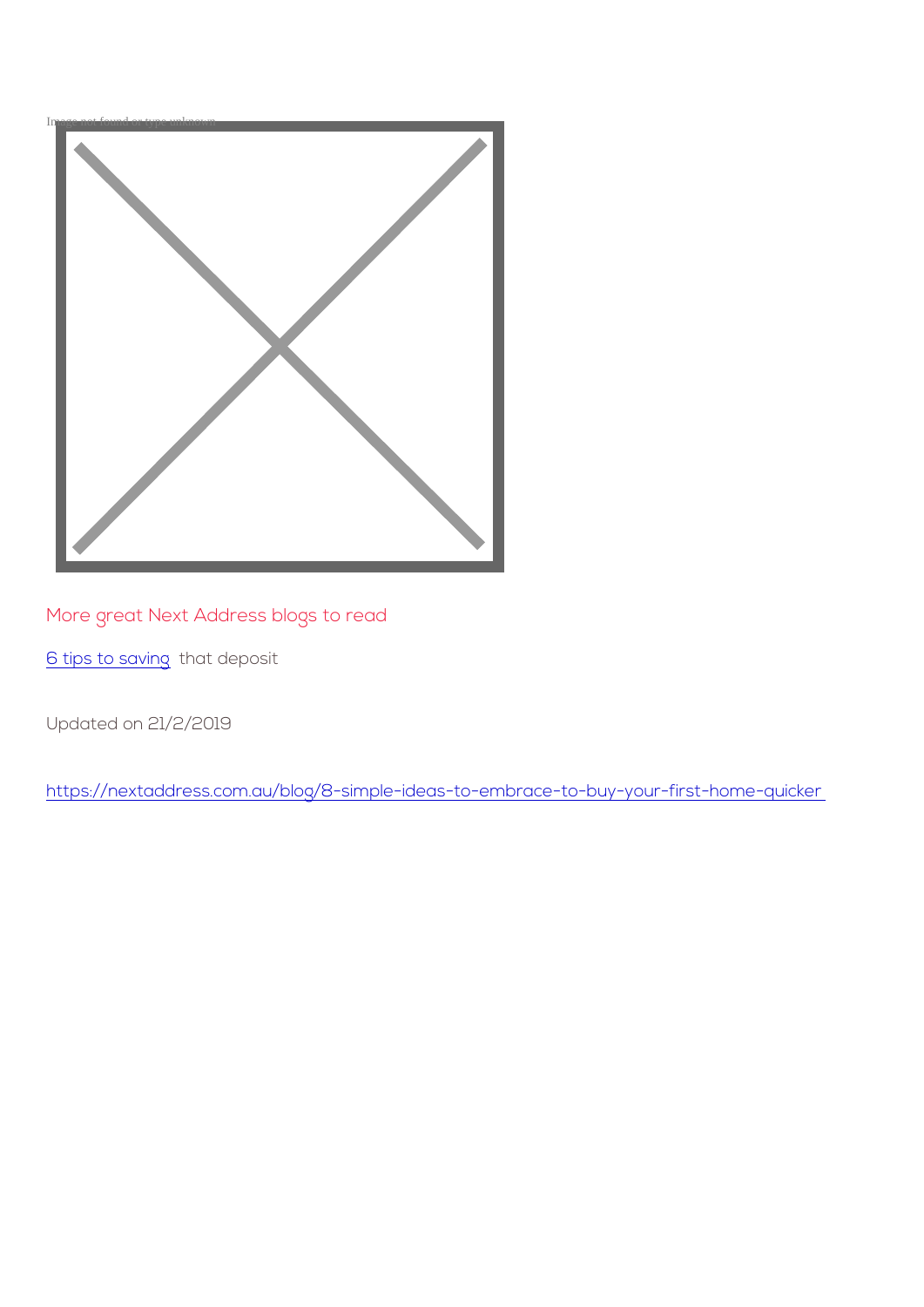Image not found or type unknown

More great Next Address blogs to read

6 tips to saving that deposit

Updated on 21/2/2019

https://nextaddress.com.au/blog/8-simple-ideas-to-embrace-to-buy-your-first-home-quicker